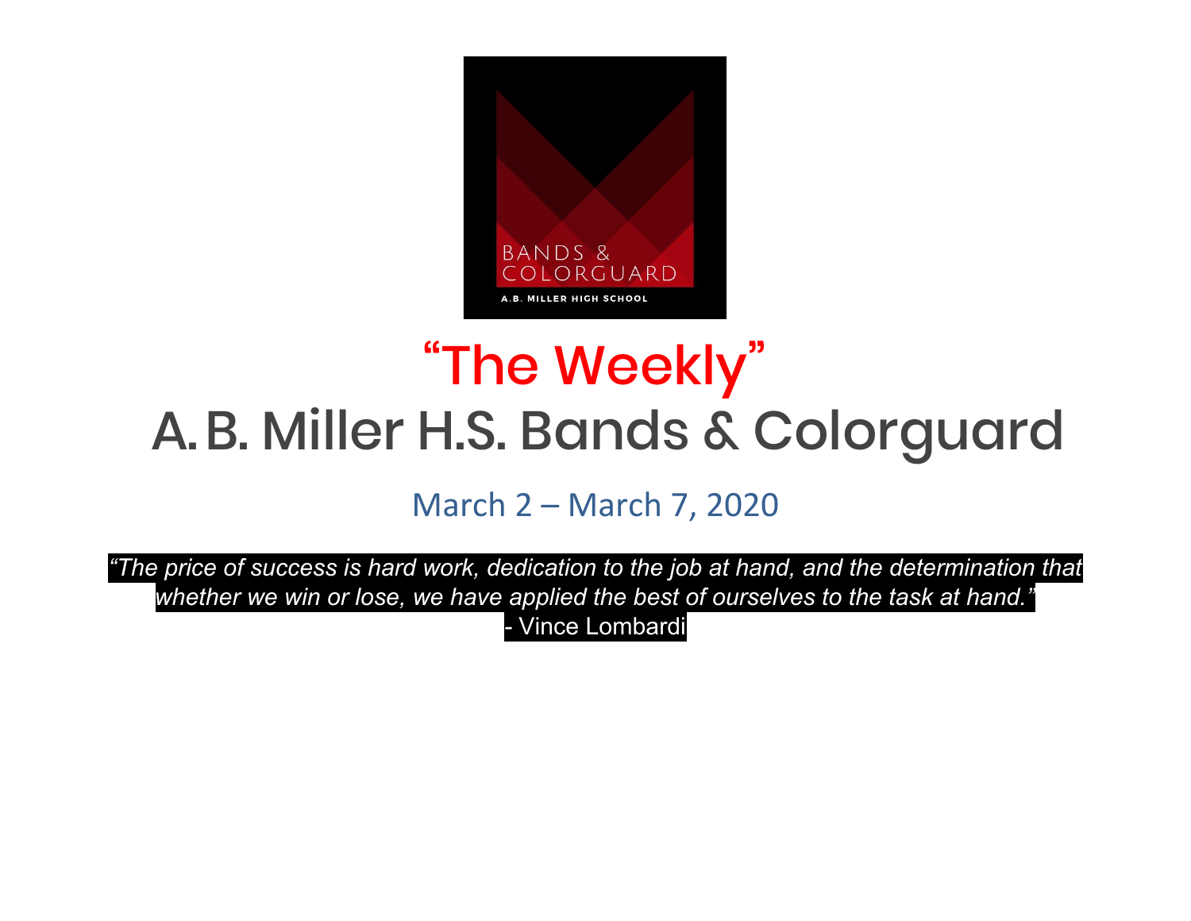# "The Weekly"

## A.B. Miller H.S. Bands & Colorguard

March 2 – March 7, 2020

*"The price of success is hard work, dedication to the job at hand, and the determination that whether we win or lose, we have applied the best of ourselves to the task at hand."*

- Vince Lombardi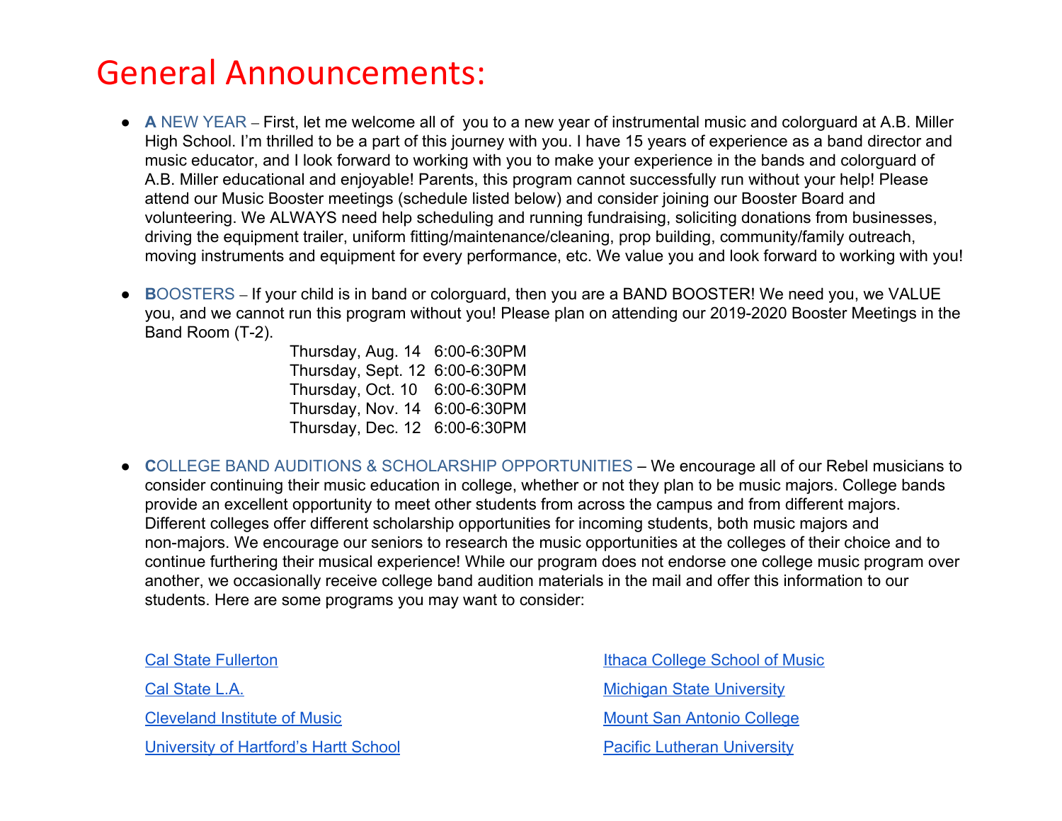# General Announcements:

- **A** NEW YEAR – First, let me welcome all of you to a new year of instrumental music and colorguard at A.B. Miller High School. I'm thrilled to be a part of this journey with you. I have 15 years of experience as a band director and music educator, and I look forward to working with you to make your experience in the bands and colorguard of A.B. Miller educational and enjoyable! Parents, this program cannot successfully run without your help! Please attend our Music Booster meetings (schedule listed below) and consider joining our Booster Board and volunteering. We ALWAYS need help scheduling and running fundraising, soliciting donations from businesses, driving the equipment trailer, uniform fitting/maintenance/cleaning, prop building, community/family outreach, moving instruments and equipment for every performance, etc. We value you and look forward to working with you!

- **B**OOSTERS – If your child is in band or colorguard, then you are a BAND BOOSTER! We need you, we VALUE you, and we cannot run this program without you! Please plan on attending our 2019-2020 Booster Meetings in the Band Room (T-2).

  Thursday, Aug. 14 6:00-6:30PM
  Thursday, Sept. 12 6:00-6:30PM
  Thursday, Oct. 10 6:00-6:30PM
  Thursday, Nov. 14 6:00-6:30PM
  Thursday, Dec. 12 6:00-6:30PM

- **C**OLLEGE BAND AUDITIONS & SCHOLARSHIP OPPORTUNITIES – We encourage all of our Rebel musicians to consider continuing their music education in college, whether or not they plan to be music majors. College bands provide an excellent opportunity to meet other students from across the campus and from different majors. Different colleges offer different scholarship opportunities for incoming students, both music majors and non-majors. We encourage our seniors to research the music opportunities at the colleges of their choice and to continue furthering their musical experience! While our program does not endorse one college music program over another, we occasionally receive college band audition materials in the mail and offer this information to our students. Here are some programs you may want to consider:

  - Cal State Fullerton
  - Cal State L.A.
  - Cleveland Institute of Music
  - University of Hartford's Hartt School
  - Ithaca College School of Music
  - Michigan State University
  - Mount San Antonio College
  - Pacific Lutheran University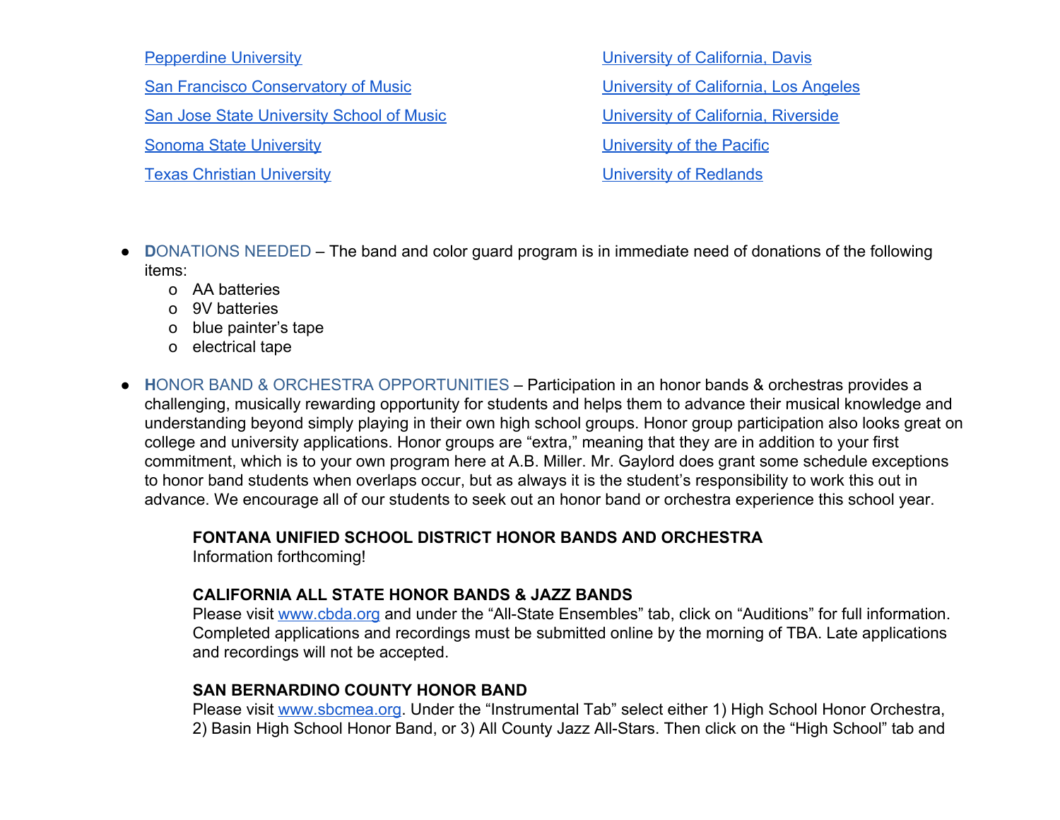- Pepperdine University
- San Francisco Conservatory of Music
- San Jose State University School of Music
- Sonoma State University
- Texas Christian University
- University of California, Davis
- University of California, Los Angeles
- University of California, Riverside
- University of the Pacific
- University of Redlands

- **D**ONATIONS NEEDED – The band and color guard program is in immediate need of donations of the following items:
  - AA batteries
  - 9V batteries
  - blue painter's tape
  - electrical tape

- **H**ONOR BAND & ORCHESTRA OPPORTUNITIES – Participation in an honor bands & orchestras provides a challenging, musically rewarding opportunity for students and helps them to advance their musical knowledge and understanding beyond simply playing in their own high school groups. Honor group participation also looks great on college and university applications. Honor groups are "extra," meaning that they are in addition to your first commitment, which is to your own program here at A.B. Miller. Mr. Gaylord does grant some schedule exceptions to honor band students when overlaps occur, but as always it is the student's responsibility to work this out in advance. We encourage all of our students to seek out an honor band or orchestra experience this school year.

  **FONTANA UNIFIED SCHOOL DISTRICT HONOR BANDS AND ORCHESTRA**
  Information forthcoming!

  **CALIFORNIA ALL STATE HONOR BANDS & JAZZ BANDS**
  Please visit www.cbda.org and under the "All-State Ensembles" tab, click on "Auditions" for full information. Completed applications and recordings must be submitted online by the morning of TBA. Late applications and recordings will not be accepted.

  **SAN BERNARDINO COUNTY HONOR BAND**
  Please visit www.sbcmea.org. Under the "Instrumental Tab" select either 1) High School Honor Orchestra, 2) Basin High School Honor Band, or 3) All County Jazz All-Stars. Then click on the "High School" tab and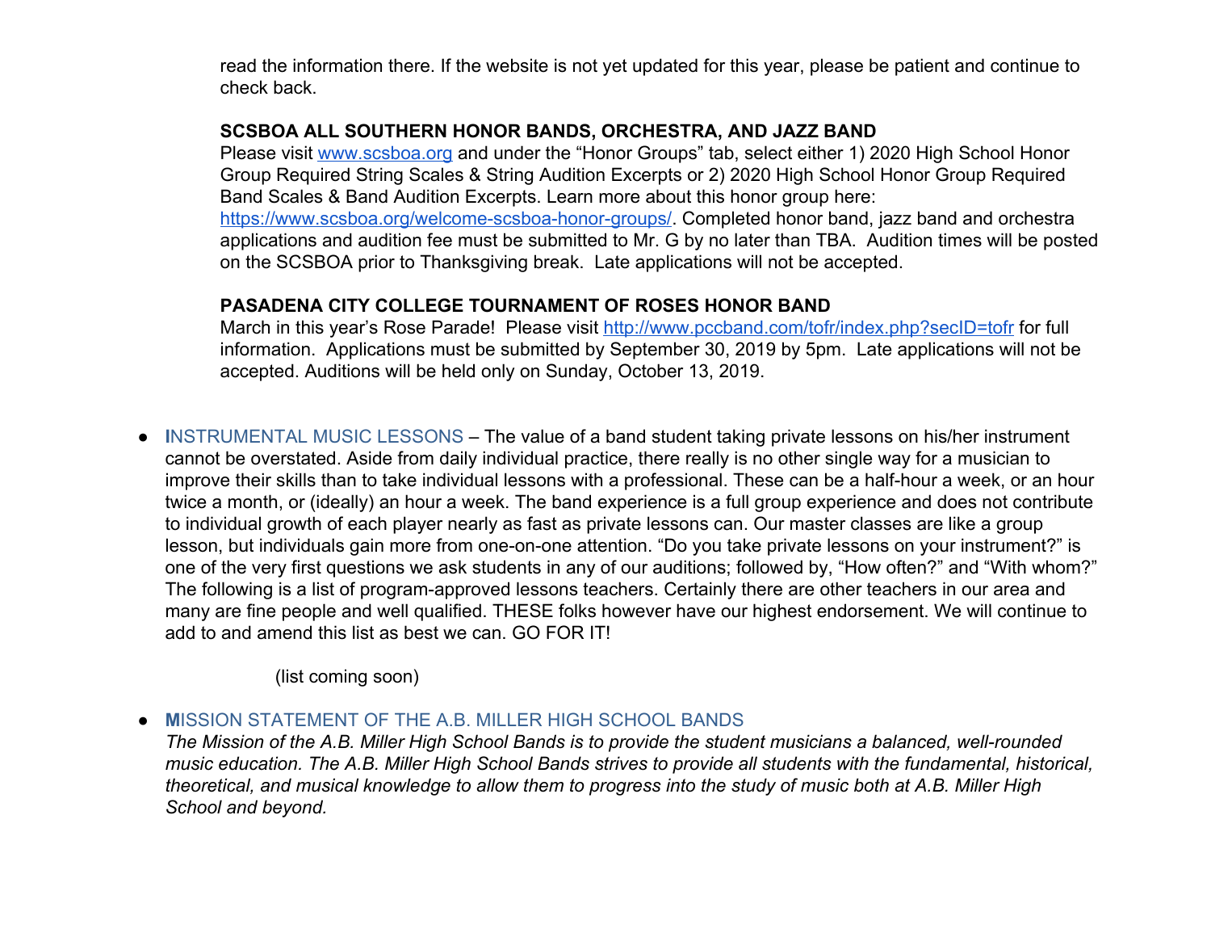read the information there. If the website is not yet updated for this year, please be patient and continue to check back.

**SCSBOA ALL SOUTHERN HONOR BANDS, ORCHESTRA, AND JAZZ BAND**
Please visit [www.scsboa.org](http://www.scsboa.org) and under the "Honor Groups" tab, select either 1) 2020 High School Honor Group Required String Scales & String Audition Excerpts or 2) 2020 High School Honor Group Required Band Scales & Band Audition Excerpts. Learn more about this honor group here: [https://www.scsboa.org/welcome-scsboa-honor-groups/](https://www.scsboa.org/welcome-scsboa-honor-groups/). Completed honor band, jazz band and orchestra applications and audition fee must be submitted to Mr. G by no later than TBA. Audition times will be posted on the SCSBOA prior to Thanksgiving break. Late applications will not be accepted.

**PASADENA CITY COLLEGE TOURNAMENT OF ROSES HONOR BAND**
March in this year's Rose Parade! Please visit [http://www.pccband.com/tofr/index.php?secID=tofr](http://www.pccband.com/tofr/index.php?secID=tofr) for full information. Applications must be submitted by September 30, 2019 by 5pm. Late applications will not be accepted. Auditions will be held only on Sunday, October 13, 2019.

- **I**NSTRUMENTAL MUSIC LESSONS – The value of a band student taking private lessons on his/her instrument cannot be overstated. Aside from daily individual practice, there really is no other single way for a musician to improve their skills than to take individual lessons with a professional. These can be a half-hour a week, or an hour twice a month, or (ideally) an hour a week. The band experience is a full group experience and does not contribute to individual growth of each player nearly as fast as private lessons can. Our master classes are like a group lesson, but individuals gain more from one-on-one attention. "Do you take private lessons on your instrument?" is one of the very first questions we ask students in any of our auditions; followed by, "How often?" and "With whom?" The following is a list of program-approved lessons teachers. Certainly there are other teachers in our area and many are fine people and well qualified. THESE folks however have our highest endorsement. We will continue to add to and amend this list as best we can. GO FOR IT!

  (list coming soon)

- **M**ISSION STATEMENT OF THE A.B. MILLER HIGH SCHOOL BANDS
  *The Mission of the A.B. Miller High School Bands is to provide the student musicians a balanced, well-rounded music education. The A.B. Miller High School Bands strives to provide all students with the fundamental, historical, theoretical, and musical knowledge to allow them to progress into the study of music both at A.B. Miller High School and beyond.*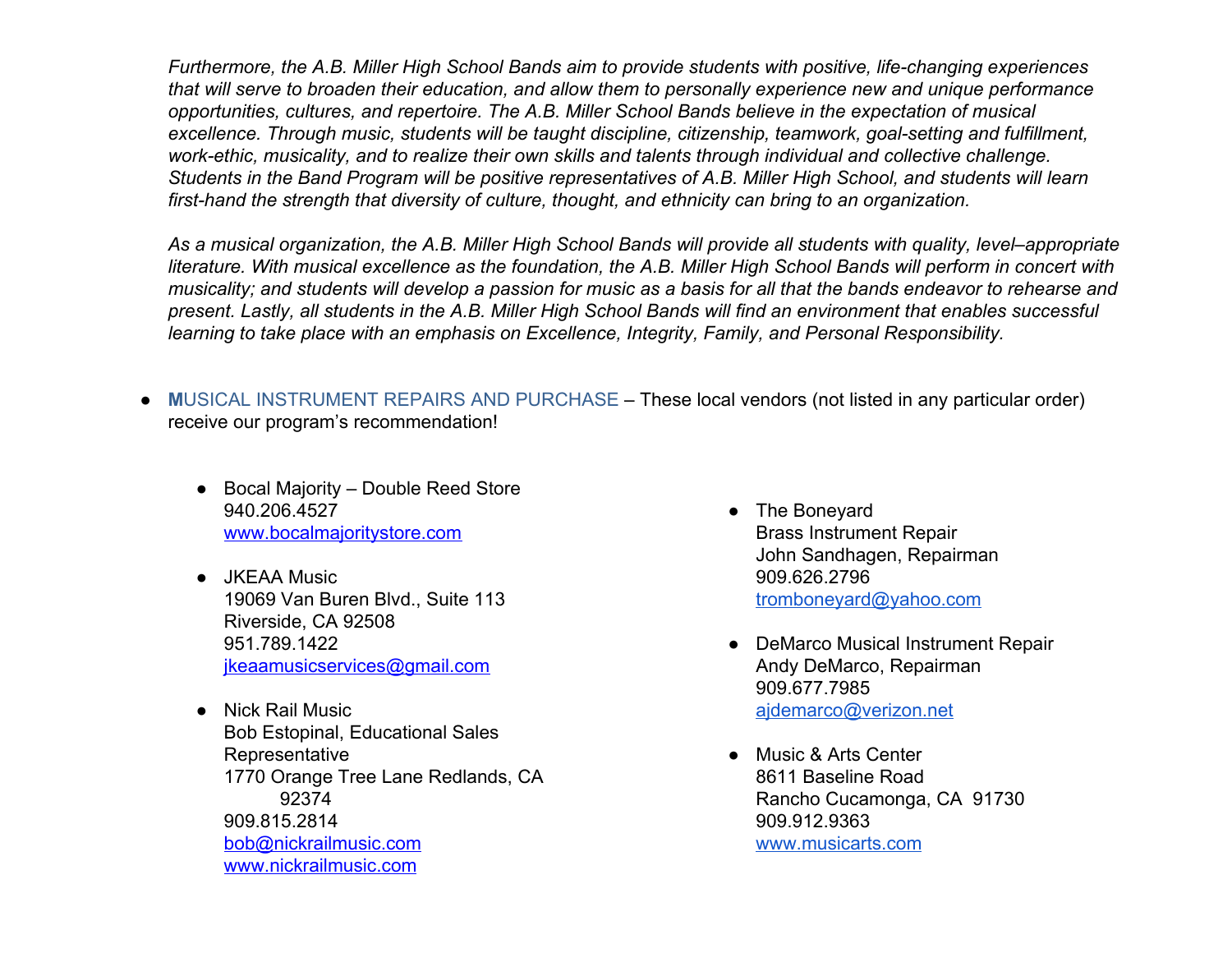*Furthermore, the A.B. Miller High School Bands aim to provide students with positive, life-changing experiences that will serve to broaden their education, and allow them to personally experience new and unique performance opportunities, cultures, and repertoire. The A.B. Miller School Bands believe in the expectation of musical excellence. Through music, students will be taught discipline, citizenship, teamwork, goal-setting and fulfillment, work-ethic, musicality, and to realize their own skills and talents through individual and collective challenge. Students in the Band Program will be positive representatives of A.B. Miller High School, and students will learn first-hand the strength that diversity of culture, thought, and ethnicity can bring to an organization.*

*As a musical organization, the A.B. Miller High School Bands will provide all students with quality, level–appropriate literature. With musical excellence as the foundation, the A.B. Miller High School Bands will perform in concert with musicality; and students will develop a passion for music as a basis for all that the bands endeavor to rehearse and present. Lastly, all students in the A.B. Miller High School Bands will find an environment that enables successful learning to take place with an emphasis on Excellence, Integrity, Family, and Personal Responsibility.*

- **M**USICAL INSTRUMENT REPAIRS AND PURCHASE – These local vendors (not listed in any particular order) receive our program's recommendation!

  - Bocal Majority – Double Reed Store
    940.206.4527
    www.bocalmajoritystore.com

  - JKEAA Music
    19069 Van Buren Blvd., Suite 113
    Riverside, CA 92508
    951.789.1422
    jkeaamusicservices@gmail.com

  - Nick Rail Music
    Bob Estopinal, Educational Sales Representative
    1770 Orange Tree Lane Redlands, CA 92374
    909.815.2814
    bob@nickrailmusic.com
    www.nickrailmusic.com

  - The Boneyard
    Brass Instrument Repair
    John Sandhagen, Repairman
    909.626.2796
    tromboneyard@yahoo.com

  - DeMarco Musical Instrument Repair
    Andy DeMarco, Repairman
    909.677.7985
    ajdemarco@verizon.net

  - Music & Arts Center
    8611 Baseline Road
    Rancho Cucamonga, CA 91730
    909.912.9363
    www.musicarts.com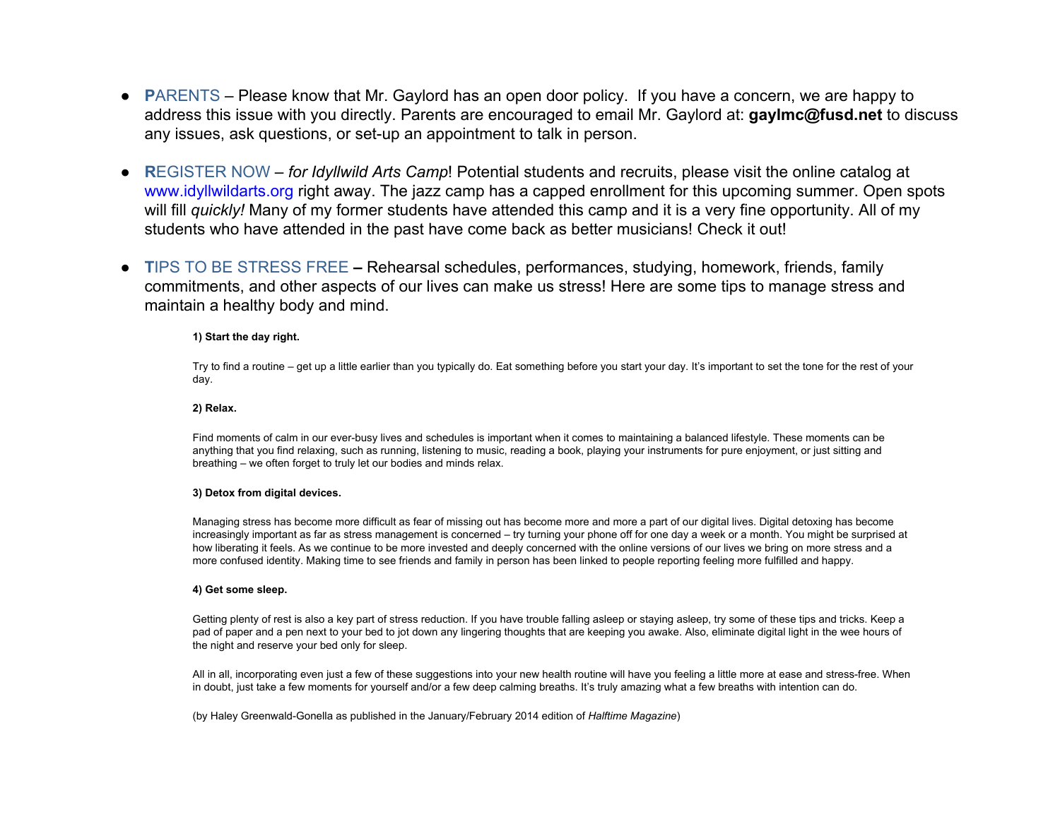- **P**ARENTS – Please know that Mr. Gaylord has an open door policy. If you have a concern, we are happy to address this issue with you directly. Parents are encouraged to email Mr. Gaylord at: **gaylmc@fusd.net** to discuss any issues, ask questions, or set-up an appointment to talk in person.

- **R**EGISTER NOW – *for Idyllwild Arts Camp*! Potential students and recruits, please visit the online catalog at www.idyllwildarts.org right away. The jazz camp has a capped enrollment for this upcoming summer. Open spots will fill *quickly!* Many of my former students have attended this camp and it is a very fine opportunity. All of my students who have attended in the past have come back as better musicians! Check it out!

- **T**IPS TO BE STRESS FREE **–** Rehearsal schedules, performances, studying, homework, friends, family commitments, and other aspects of our lives can make us stress! Here are some tips to manage stress and maintain a healthy body and mind.

  **1) Start the day right.**

  Try to find a routine – get up a little earlier than you typically do. Eat something before you start your day. It's important to set the tone for the rest of your day.

  **2) Relax.**

  Find moments of calm in our ever-busy lives and schedules is important when it comes to maintaining a balanced lifestyle. These moments can be anything that you find relaxing, such as running, listening to music, reading a book, playing your instruments for pure enjoyment, or just sitting and breathing – we often forget to truly let our bodies and minds relax.

  **3) Detox from digital devices.**

  Managing stress has become more difficult as fear of missing out has become more and more a part of our digital lives. Digital detoxing has become increasingly important as far as stress management is concerned – try turning your phone off for one day a week or a month. You might be surprised at how liberating it feels. As we continue to be more invested and deeply concerned with the online versions of our lives we bring on more stress and a more confused identity. Making time to see friends and family in person has been linked to people reporting feeling more fulfilled and happy.

  **4) Get some sleep.**

  Getting plenty of rest is also a key part of stress reduction. If you have trouble falling asleep or staying asleep, try some of these tips and tricks. Keep a pad of paper and a pen next to your bed to jot down any lingering thoughts that are keeping you awake. Also, eliminate digital light in the wee hours of the night and reserve your bed only for sleep.

  All in all, incorporating even just a few of these suggestions into your new health routine will have you feeling a little more at ease and stress-free. When in doubt, just take a few moments for yourself and/or a few deep calming breaths. It's truly amazing what a few breaths with intention can do.

  (by Haley Greenwald-Gonella as published in the January/February 2014 edition of *Halftime Magazine*)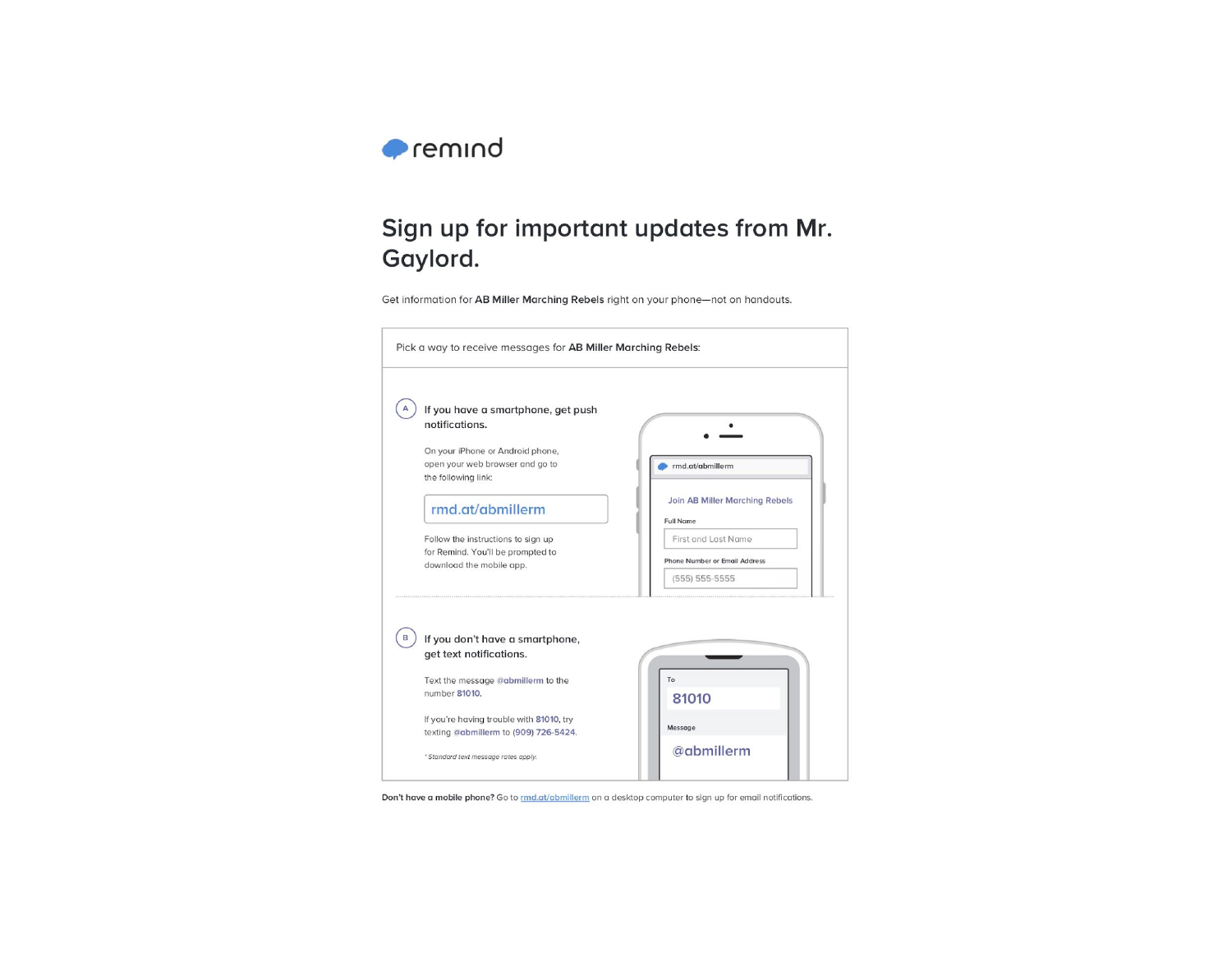remind

# Sign up for important updates from Mr. Gaylord.

Get information for **AB Miller Marching Rebels** right on your phone—not on handouts.

Pick a way to receive messages for **AB Miller Marching Rebels**:

**A** **If you have a smartphone, get push notifications.**

On your iPhone or Android phone, open your web browser and go to the following link:

rmd.at/abmillerm

Follow the instructions to sign up for Remind. You'll be prompted to download the mobile app.

rmd.at/abmillerm

Join AB Miller Marching Rebels

Full Name

First and Last Name

Phone Number or Email Address

(555) 555-5555

**B** **If you don't have a smartphone, get text notifications.**

Text the message **@abmillerm** to the number **81010**.

If you're having trouble with **81010**, try texting **@abmillerm** to **(909) 726-5424**.

*\* Standard text message rates apply.*

To

81010

Message

@abmillerm

**Don't have a mobile phone?** Go to rmd.at/abmillerm on a desktop computer to sign up for email notifications.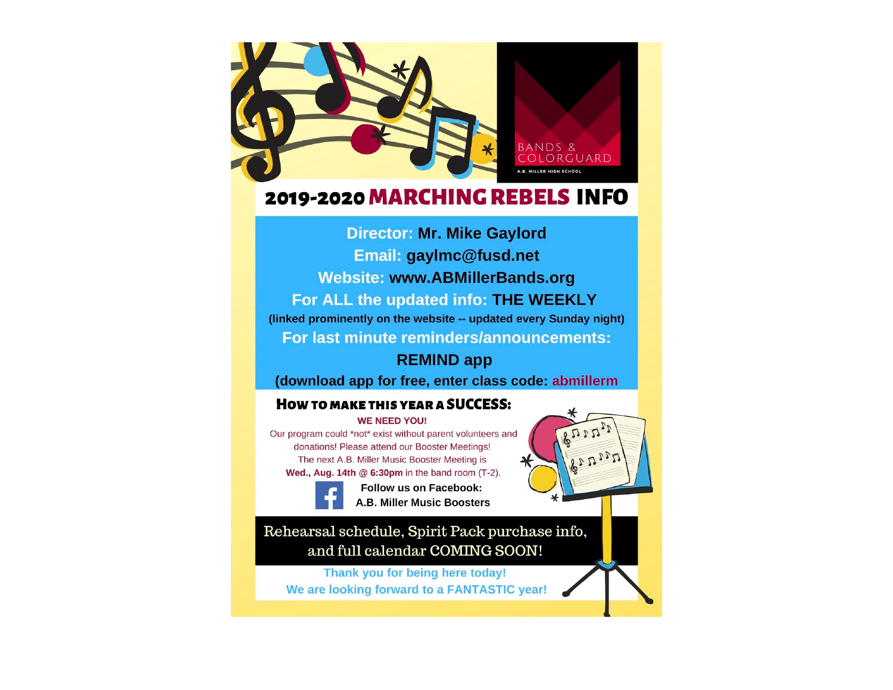BANDS & COLORGUARD

A.B. MILLER HIGH SCHOOL

# 2019-2020 MARCHING REBELS INFO

**Director:** Mr. Mike Gaylord

**Email:** gaylmc@fusd.net

**Website:** www.ABMillerBands.org

**For ALL the updated info:** THE WEEKLY

(linked prominently on the website -- updated every Sunday night)

**For last minute reminders/announcements:**

**REMIND app**

(download app for free, enter class code: **abmillerm**

## How to make this year a SUCCESS:

**WE NEED YOU!**

Our program could *not* exist without parent volunteers and donations! Please attend our Booster Meetings! The next A.B. Miller Music Booster Meeting is **Wed., Aug. 14th @ 6:30pm** in the band room (T-2).

**Follow us on Facebook:**
**A.B. Miller Music Boosters**

Rehearsal schedule, Spirit Pack purchase info, and full calendar COMING SOON!

**Thank you for being here today!**
**We are looking forward to a FANTASTIC year!**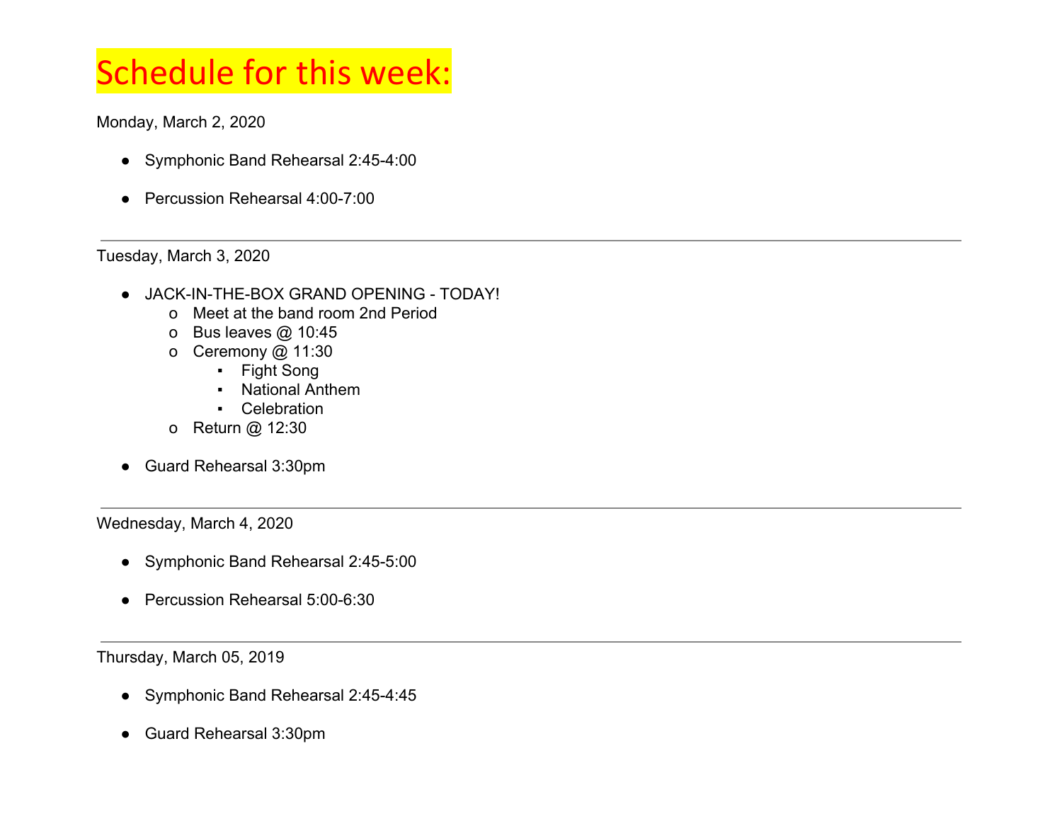# Schedule for this week:

Monday, March 2, 2020

- Symphonic Band Rehearsal 2:45-4:00
- Percussion Rehearsal 4:00-7:00

---

Tuesday, March 3, 2020

- JACK-IN-THE-BOX GRAND OPENING - TODAY!
  - Meet at the band room 2nd Period
  - Bus leaves @ 10:45
  - Ceremony @ 11:30
    - Fight Song
    - National Anthem
    - Celebration
  - Return @ 12:30
- Guard Rehearsal 3:30pm

---

Wednesday, March 4, 2020

- Symphonic Band Rehearsal 2:45-5:00
- Percussion Rehearsal 5:00-6:30

---

Thursday, March 05, 2019

- Symphonic Band Rehearsal 2:45-4:45
- Guard Rehearsal 3:30pm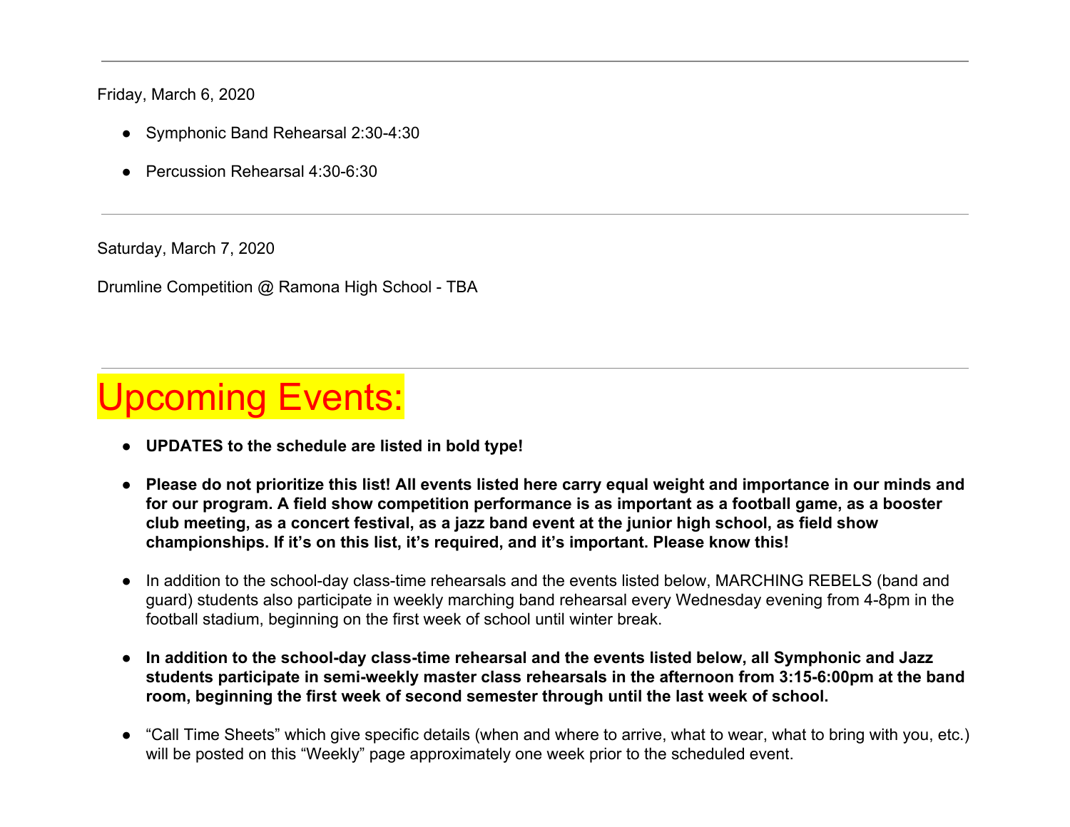---

Friday, March 6, 2020

- Symphonic Band Rehearsal 2:30-4:30
- Percussion Rehearsal 4:30-6:30

---

Saturday, March 7, 2020

Drumline Competition @ Ramona High School - TBA

---

# Upcoming Events:

- **UPDATES to the schedule are listed in bold type!**
- **Please do not prioritize this list! All events listed here carry equal weight and importance in our minds and for our program. A field show competition performance is as important as a football game, as a booster club meeting, as a concert festival, as a jazz band event at the junior high school, as field show championships. If it's on this list, it's required, and it's important. Please know this!**
- In addition to the school-day class-time rehearsals and the events listed below, MARCHING REBELS (band and guard) students also participate in weekly marching band rehearsal every Wednesday evening from 4-8pm in the football stadium, beginning on the first week of school until winter break.
- **In addition to the school-day class-time rehearsal and the events listed below, all Symphonic and Jazz students participate in semi-weekly master class rehearsals in the afternoon from 3:15-6:00pm at the band room, beginning the first week of second semester through until the last week of school.**
- "Call Time Sheets" which give specific details (when and where to arrive, what to wear, what to bring with you, etc.) will be posted on this "Weekly" page approximately one week prior to the scheduled event.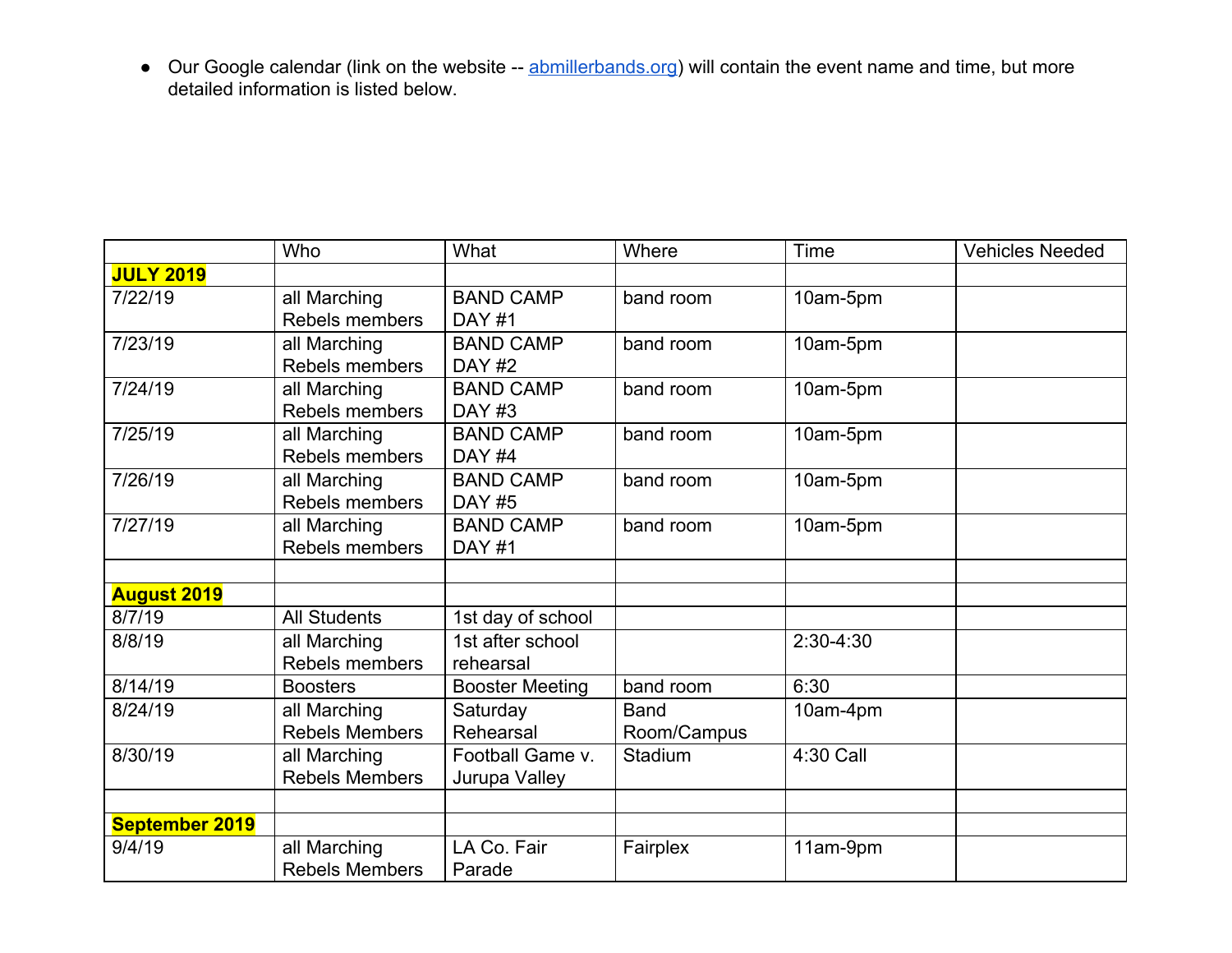- Our Google calendar (link on the website -- [abmillerbands.org](abmillerbands.org)) will contain the event name and time, but more detailed information is listed below.

| | Who | What | Where | Time | Vehicles Needed |
|---|---|---|---|---|---|
| **JULY 2019** | | | | | |
| 7/22/19 | all Marching Rebels members | BAND CAMP DAY #1 | band room | 10am-5pm | |
| 7/23/19 | all Marching Rebels members | BAND CAMP DAY #2 | band room | 10am-5pm | |
| 7/24/19 | all Marching Rebels members | BAND CAMP DAY #3 | band room | 10am-5pm | |
| 7/25/19 | all Marching Rebels members | BAND CAMP DAY #4 | band room | 10am-5pm | |
| 7/26/19 | all Marching Rebels members | BAND CAMP DAY #5 | band room | 10am-5pm | |
| 7/27/19 | all Marching Rebels members | BAND CAMP DAY #1 | band room | 10am-5pm | |
| | | | | | |
| **August 2019** | | | | | |
| 8/7/19 | All Students | 1st day of school | | | |
| 8/8/19 | all Marching Rebels members | 1st after school rehearsal | | 2:30-4:30 | |
| 8/14/19 | Boosters | Booster Meeting | band room | 6:30 | |
| 8/24/19 | all Marching Rebels Members | Saturday Rehearsal | Band Room/Campus | 10am-4pm | |
| 8/30/19 | all Marching Rebels Members | Football Game v. Jurupa Valley | Stadium | 4:30 Call | |
| | | | | | |
| **September 2019** | | | | | |
| 9/4/19 | all Marching Rebels Members | LA Co. Fair Parade | Fairplex | 11am-9pm | |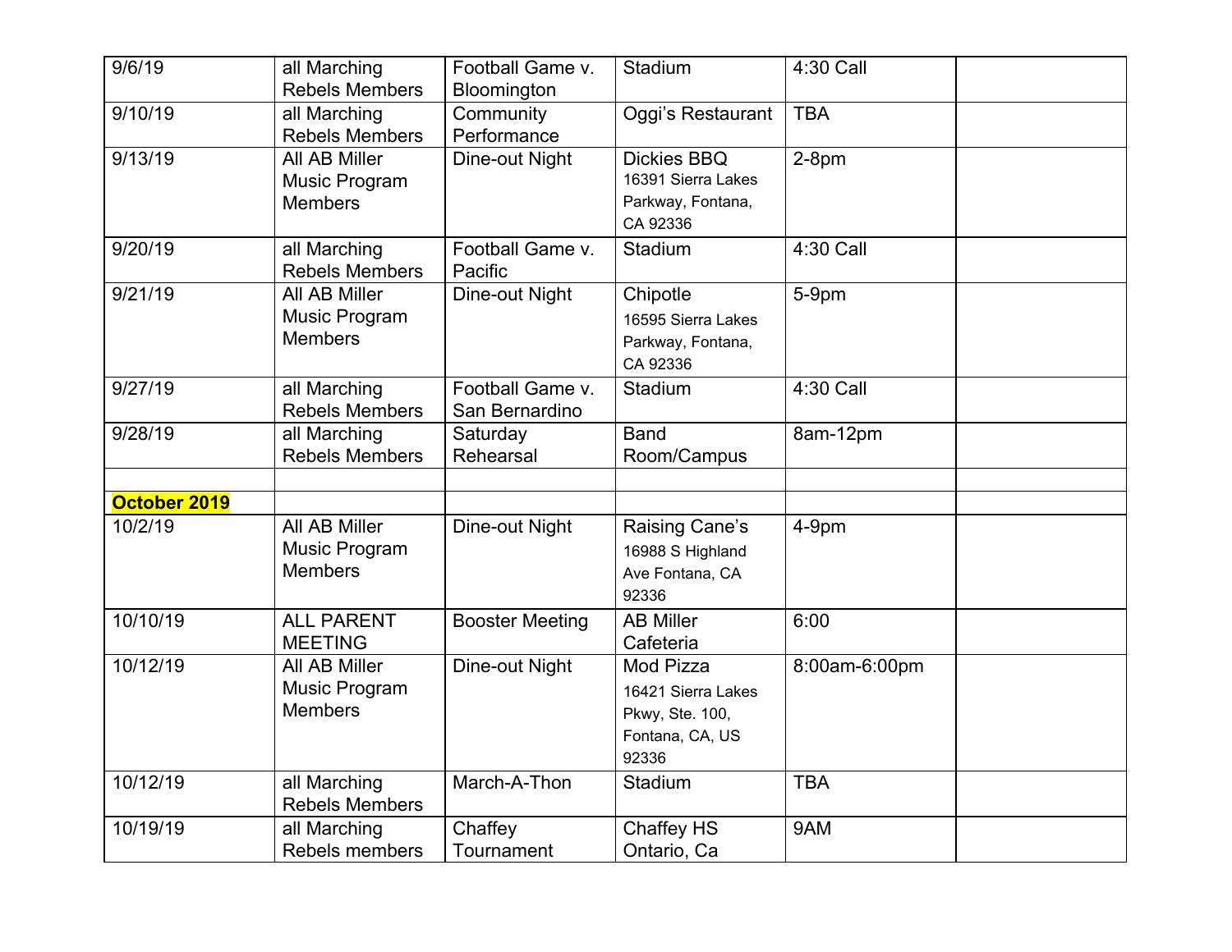| 9/6/19 | all Marching Rebels Members | Football Game v. Bloomington | Stadium | 4:30 Call | |
|---|---|---|---|---|---|
| 9/10/19 | all Marching Rebels Members | Community Performance | Oggi's Restaurant | TBA | |
| 9/13/19 | All AB Miller Music Program Members | Dine-out Night | Dickies BBQ 16391 Sierra Lakes Parkway, Fontana, CA 92336 | 2-8pm | |
| 9/20/19 | all Marching Rebels Members | Football Game v. Pacific | Stadium | 4:30 Call | |
| 9/21/19 | All AB Miller Music Program Members | Dine-out Night | Chipotle 16595 Sierra Lakes Parkway, Fontana, CA 92336 | 5-9pm | |
| 9/27/19 | all Marching Rebels Members | Football Game v. San Bernardino | Stadium | 4:30 Call | |
| 9/28/19 | all Marching Rebels Members | Saturday Rehearsal | Band Room/Campus | 8am-12pm | |
| | | | | | |
| **October 2019** | | | | | |
| 10/2/19 | All AB Miller Music Program Members | Dine-out Night | Raising Cane's 16988 S Highland Ave Fontana, CA 92336 | 4-9pm | |
| 10/10/19 | ALL PARENT MEETING | Booster Meeting | AB Miller Cafeteria | 6:00 | |
| 10/12/19 | All AB Miller Music Program Members | Dine-out Night | Mod Pizza 16421 Sierra Lakes Pkwy, Ste. 100, Fontana, CA, US 92336 | 8:00am-6:00pm | |
| 10/12/19 | all Marching Rebels Members | March-A-Thon | Stadium | TBA | |
| 10/19/19 | all Marching Rebels members | Chaffey Tournament | Chaffey HS Ontario, Ca | 9AM | |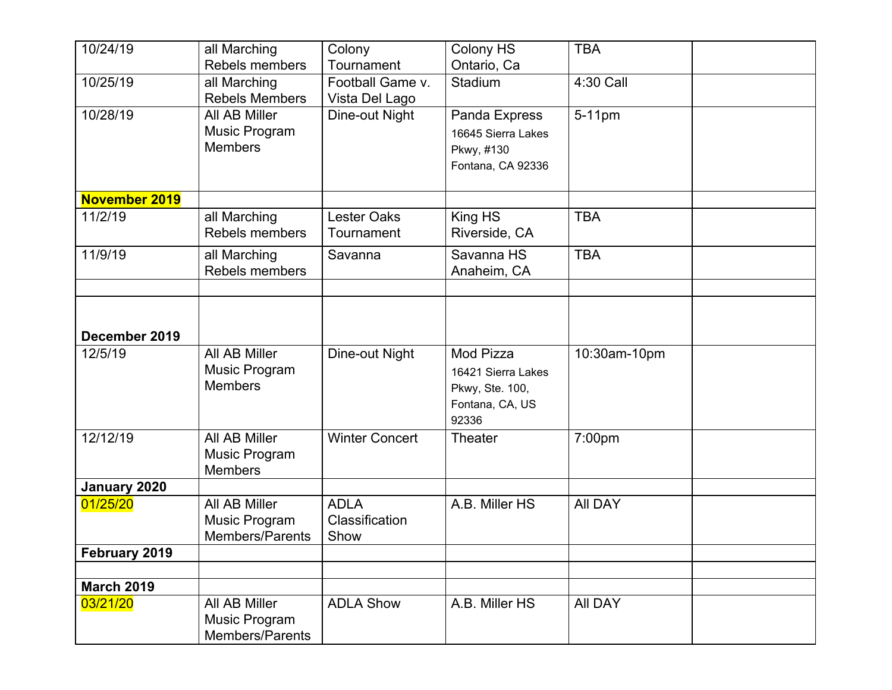| | | | | | |
|---|---|---|---|---|---|
| 10/24/19 | all Marching Rebels members | Colony Tournament | Colony HS Ontario, Ca | TBA | |
| 10/25/19 | all Marching Rebels Members | Football Game v. Vista Del Lago | Stadium | 4:30 Call | |
| 10/28/19 | All AB Miller Music Program Members | Dine-out Night | Panda Express 16645 Sierra Lakes Pkwy, #130 Fontana, CA 92336 | 5-11pm | |
| **November 2019** | | | | | |
| 11/2/19 | all Marching Rebels members | Lester Oaks Tournament | King HS Riverside, CA | TBA | |
| 11/9/19 | all Marching Rebels members | Savanna | Savanna HS Anaheim, CA | TBA | |
| | | | | | |
| **December 2019** | | | | | |
| 12/5/19 | All AB Miller Music Program Members | Dine-out Night | Mod Pizza 16421 Sierra Lakes Pkwy, Ste. 100, Fontana, CA, US 92336 | 10:30am-10pm | |
| 12/12/19 | All AB Miller Music Program Members | Winter Concert | Theater | 7:00pm | |
| **January 2020** | | | | | |
| 01/25/20 | All AB Miller Music Program Members/Parents | ADLA Classification Show | A.B. Miller HS | All DAY | |
| **February 2019** | | | | | |
| | | | | | |
| **March 2019** | | | | | |
| 03/21/20 | All AB Miller Music Program Members/Parents | ADLA Show | A.B. Miller HS | All DAY | |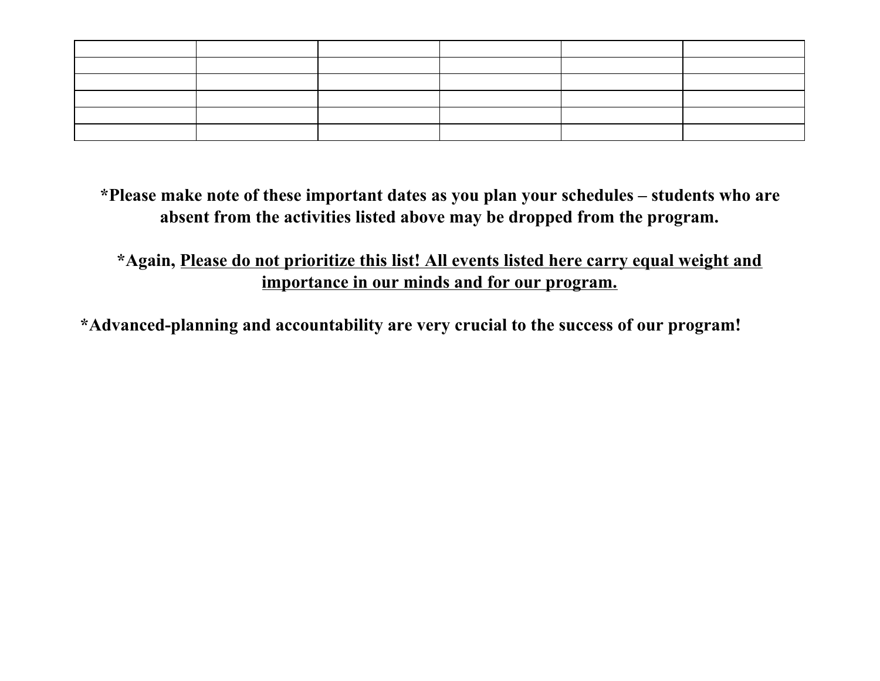| | | | | | |
|---|---|---|---|---|---|
| | | | | | |
| | | | | | |
| | | | | | |
| | | | | | |
| | | | | | |

**\*Please make note of these important dates as you plan your schedules – students who are absent from the activities listed above may be dropped from the program.**

**\*Again, <u>Please do not prioritize this list! All events listed here carry equal weight and importance in our minds and for our program.</u>**

**\*Advanced-planning and accountability are very crucial to the success of our program!**